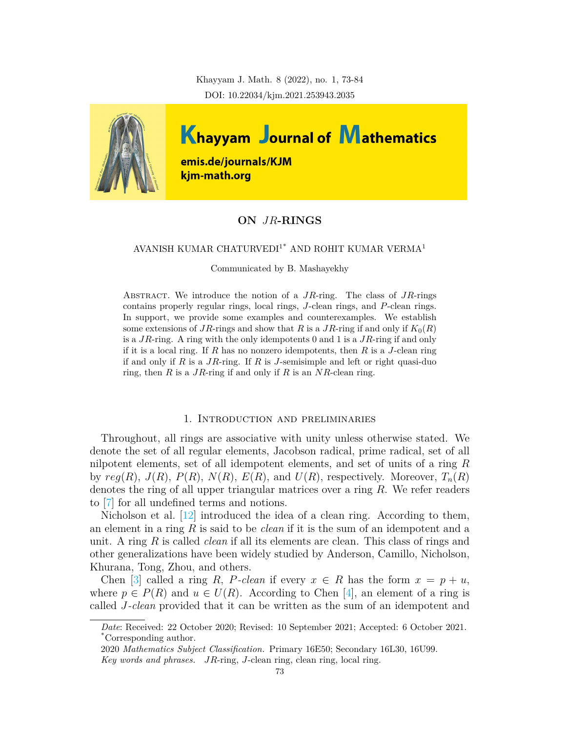# ON $JR$-RINGS

AVANISH KUMAR CHATURVEDI[1*] AND ROHIT KUMAR VERMA[1]

Communicated by B. Mashayekhy

Abstract. We introduce the notion of a $JR$-ring. The class of $JR$-rings contains properly regular rings, local rings, $J$-clean rings, and $P$-clean rings. In support, we provide some examples and counterexamples. We establish some extensions of $JR$-rings and show that $R$ is a $JR$-ring if and only if $K_0(R)$ is a $JR$-ring. A ring with the only idempotents 0 and 1 is a $JR$-ring if and only if it is a local ring. If $R$ has no nonzero idempotents, then $R$ is a $J$-clean ring if and only if $R$ is a $JR$-ring. If $R$ is $J$-semisimple and left or right quasi-duo ring, then $R$ is a $JR$-ring if and only if $R$ is an $NR$-clean ring.

## 1. Introduction and preliminaries

Throughout, all rings are associative with unity unless otherwise stated. We denote the set of all regular elements, Jacobson radical, prime radical, set of all nilpotent elements, set of all idempotent elements, and set of units of a ring $R$ by $reg(R)$, $J(R)$, $P(R)$, $N(R)$, $E(R)$, and $U(R)$, respectively. Moreover, $T_n(R)$ denotes the ring of all upper triangular matrices over a ring $R$. We refer readers to [7] for all undefined terms and notions.

Nicholson et al. [12] introduced the idea of a clean ring. According to them, an element in a ring $R$ is said to be *clean* if it is the sum of an idempotent and a unit. A ring $R$ is called *clean* if all its elements are clean. This class of rings and other generalizations have been widely studied by Anderson, Camillo, Nicholson, Khurana, Tong, Zhou, and others.

Chen [3] called a ring $R$, *$P$-clean* if every $x \in R$ has the form $x = p + u$, where $p \in P(R)$ and $u \in U(R)$. According to Chen [4], an element of a ring is called *$J$-clean* provided that it can be written as the sum of an idempotent and

---

*Date*: Received: 22 October 2020; Revised: 10 September 2021; Accepted: 6 October 2021.
*Corresponding author.
2020 *Mathematics Subject Classification.* Primary 16E50; Secondary 16L30, 16U99.
*Key words and phrases.* $JR$-ring, $J$-clean ring, clean ring, local ring.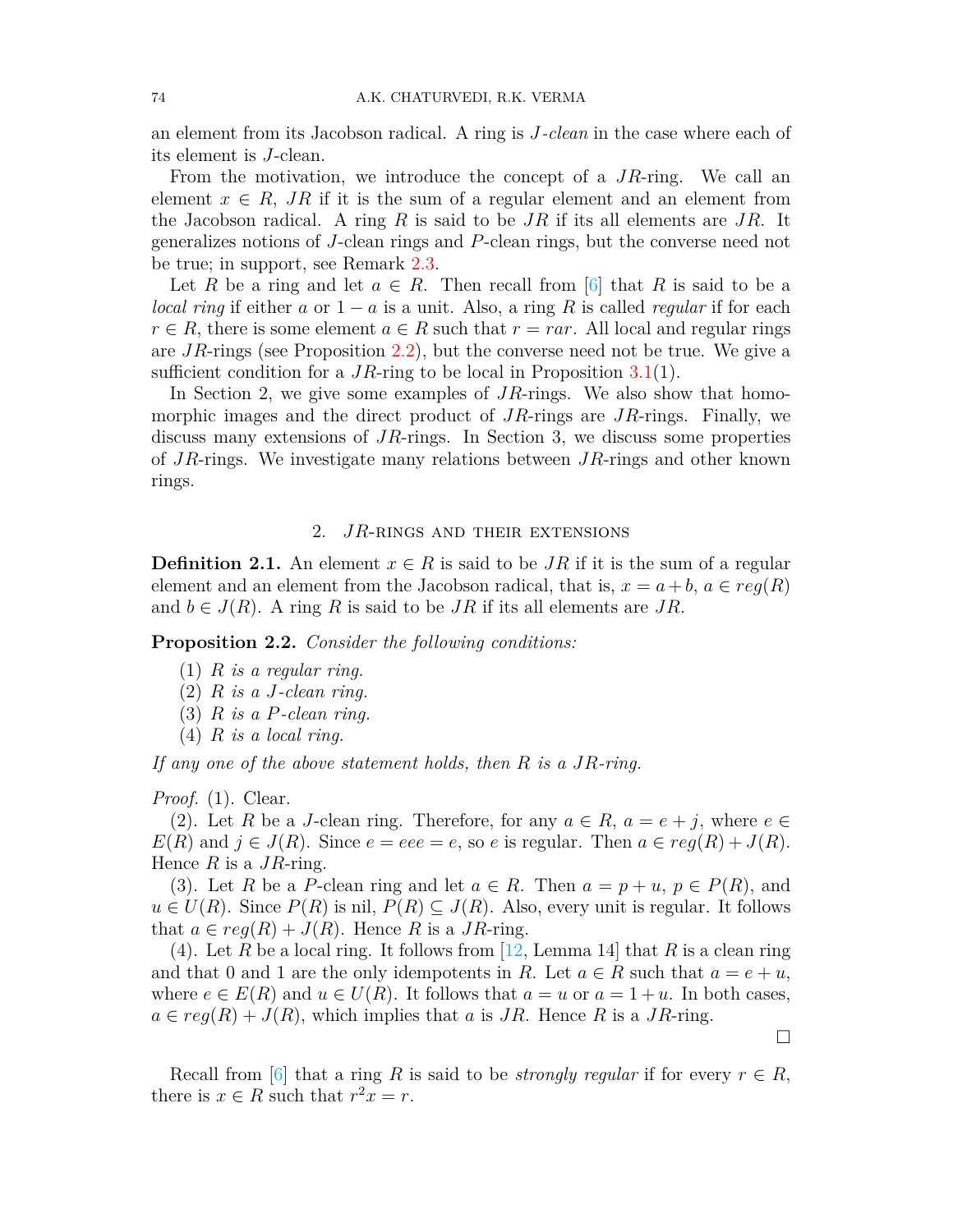an element from its Jacobson radical. A ring is *J-clean* in the case where each of its element is $J$-clean.

From the motivation, we introduce the concept of a $JR$-ring. We call an element $x \in R$, $JR$ if it is the sum of a regular element and an element from the Jacobson radical. A ring $R$ is said to be $JR$ if its all elements are $JR$. It generalizes notions of $J$-clean rings and $P$-clean rings, but the converse need not be true; in support, see Remark 2.3.

Let $R$ be a ring and let $a \in R$. Then recall from [6] that $R$ is said to be a *local ring* if either $a$ or $1-a$ is a unit. Also, a ring $R$ is called *regular* if for each $r \in R$, there is some element $a \in R$ such that $r = rar$. All local and regular rings are $JR$-rings (see Proposition 2.2), but the converse need not be true. We give a sufficient condition for a $JR$-ring to be local in Proposition 3.1(1).

In Section 2, we give some examples of $JR$-rings. We also show that homomorphic images and the direct product of $JR$-rings are $JR$-rings. Finally, we discuss many extensions of $JR$-rings. In Section 3, we discuss some properties of $JR$-rings. We investigate many relations between $JR$-rings and other known rings.

## 2. $JR$-rings and their extensions

**Definition 2.1.** An element $x \in R$ is said to be $JR$ if it is the sum of a regular element and an element from the Jacobson radical, that is, $x = a + b$, $a \in reg(R)$ and $b \in J(R)$. A ring $R$ is said to be $JR$ if its all elements are $JR$.

**Proposition 2.2.** *Consider the following conditions:*

1. *$R$ is a regular ring.*
2. *$R$ is a $J$-clean ring.*
3. *$R$ is a $P$-clean ring.*
4. *$R$ is a local ring.*

*If any one of the above statement holds, then $R$ is a $JR$-ring.*

*Proof.* (1). Clear.

(2). Let $R$ be a $J$-clean ring. Therefore, for any $a \in R$, $a = e + j$, where $e \in E(R)$ and $j \in J(R)$. Since $e = eee = e$, so $e$ is regular. Then $a \in reg(R) + J(R)$. Hence $R$ is a $JR$-ring.

(3). Let $R$ be a $P$-clean ring and let $a \in R$. Then $a = p + u$, $p \in P(R)$, and $u \in U(R)$. Since $P(R)$ is nil, $P(R) \subseteq J(R)$. Also, every unit is regular. It follows that $a \in reg(R) + J(R)$. Hence $R$ is a $JR$-ring.

(4). Let $R$ be a local ring. It follows from [12, Lemma 14] that $R$ is a clean ring and that 0 and 1 are the only idempotents in $R$. Let $a \in R$ such that $a = e + u$, where $e \in E(R)$ and $u \in U(R)$. It follows that $a = u$ or $a = 1 + u$. In both cases, $a \in reg(R) + J(R)$, which implies that $a$ is $JR$. Hence $R$ is a $JR$-ring. $\square$

Recall from [6] that a ring $R$ is said to be *strongly regular* if for every $r \in R$, there is $x \in R$ such that $r^2 x = r$.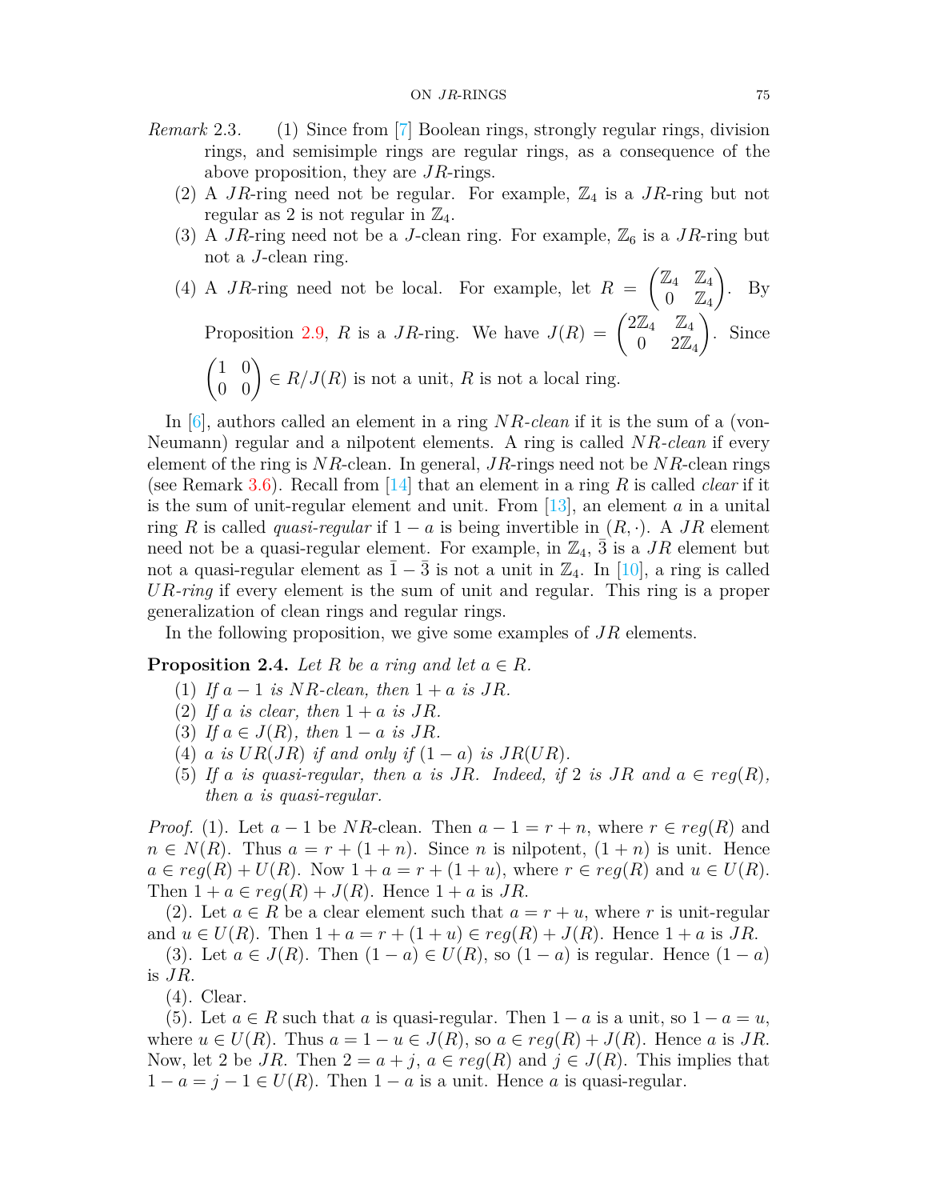*Remark* 2.3. (1) Since from [7] Boolean rings, strongly regular rings, division rings, and semisimple rings are regular rings, as a consequence of the above proposition, they are $JR$-rings.

(2) A $JR$-ring need not be regular. For example, $\mathbb{Z}_4$ is a $JR$-ring but not regular as 2 is not regular in $\mathbb{Z}_4$.

(3) A $JR$-ring need not be a $J$-clean ring. For example, $\mathbb{Z}_6$ is a $JR$-ring but not a $J$-clean ring.

(4) A $JR$-ring need not be local. For example, let $R = \begin{pmatrix} \mathbb{Z}_4 & \mathbb{Z}_4 \\ 0 & \mathbb{Z}_4 \end{pmatrix}$. By Proposition 2.9, $R$ is a $JR$-ring. We have $J(R) = \begin{pmatrix} 2\mathbb{Z}_4 & \mathbb{Z}_4 \\ 0 & 2\mathbb{Z}_4 \end{pmatrix}$. Since $\begin{pmatrix} 1 & 0 \\ 0 & 0 \end{pmatrix} \in R/J(R)$ is not a unit, $R$ is not a local ring.

In [6], authors called an element in a ring *$NR$-clean* if it is the sum of a (von-Neumann) regular and a nilpotent elements. A ring is called *$NR$-clean* if every element of the ring is $NR$-clean. In general, $JR$-rings need not be $NR$-clean rings (see Remark 3.6). Recall from [14] that an element in a ring $R$ is called *clear* if it is the sum of unit-regular element and unit. From [13], an element $a$ in a unital ring $R$ is called *quasi-regular* if $1 - a$ is being invertible in $(R, \cdot)$. A $JR$ element need not be a quasi-regular element. For example, in $\mathbb{Z}_4$, $\bar{3}$ is a $JR$ element but not a quasi-regular element as $\bar{1} - \bar{3}$ is not a unit in $\mathbb{Z}_4$. In [10], a ring is called *$UR$-ring* if every element is the sum of unit and regular. This ring is a proper generalization of clean rings and regular rings.

In the following proposition, we give some examples of $JR$ elements.

**Proposition 2.4.** *Let $R$ be a ring and let $a \in R$.*

1. *If $a - 1$ is $NR$-clean, then $1 + a$ is $JR$.*
2. *If $a$ is clear, then $1 + a$ is $JR$.*
3. *If $a \in J(R)$, then $1 - a$ is $JR$.*
4. *$a$ is $UR(JR)$ if and only if $(1 - a)$ is $JR(UR)$.*
5. *If $a$ is quasi-regular, then $a$ is $JR$. Indeed, if 2 is $JR$ and $a \in reg(R)$, then $a$ is quasi-regular.*

*Proof.* (1). Let $a - 1$ be $NR$-clean. Then $a - 1 = r + n$, where $r \in reg(R)$ and $n \in N(R)$. Thus $a = r + (1 + n)$. Since $n$ is nilpotent, $(1 + n)$ is unit. Hence $a \in reg(R) + U(R)$. Now $1 + a = r + (1 + u)$, where $r \in reg(R)$ and $u \in U(R)$. Then $1 + a \in reg(R) + J(R)$. Hence $1 + a$ is $JR$.

(2). Let $a \in R$ be a clear element such that $a = r + u$, where $r$ is unit-regular and $u \in U(R)$. Then $1 + a = r + (1 + u) \in reg(R) + J(R)$. Hence $1 + a$ is $JR$.

(3). Let $a \in J(R)$. Then $(1 - a) \in U(R)$, so $(1 - a)$ is regular. Hence $(1 - a)$ is $JR$.

(4). Clear.

(5). Let $a \in R$ such that $a$ is quasi-regular. Then $1 - a$ is a unit, so $1 - a = u$, where $u \in U(R)$. Thus $a = 1 - u \in J(R)$, so $a \in reg(R) + J(R)$. Hence $a$ is $JR$. Now, let 2 be $JR$. Then $2 = a + j$, $a \in reg(R)$ and $j \in J(R)$. This implies that $1 - a = j - 1 \in U(R)$. Then $1 - a$ is a unit. Hence $a$ is quasi-regular.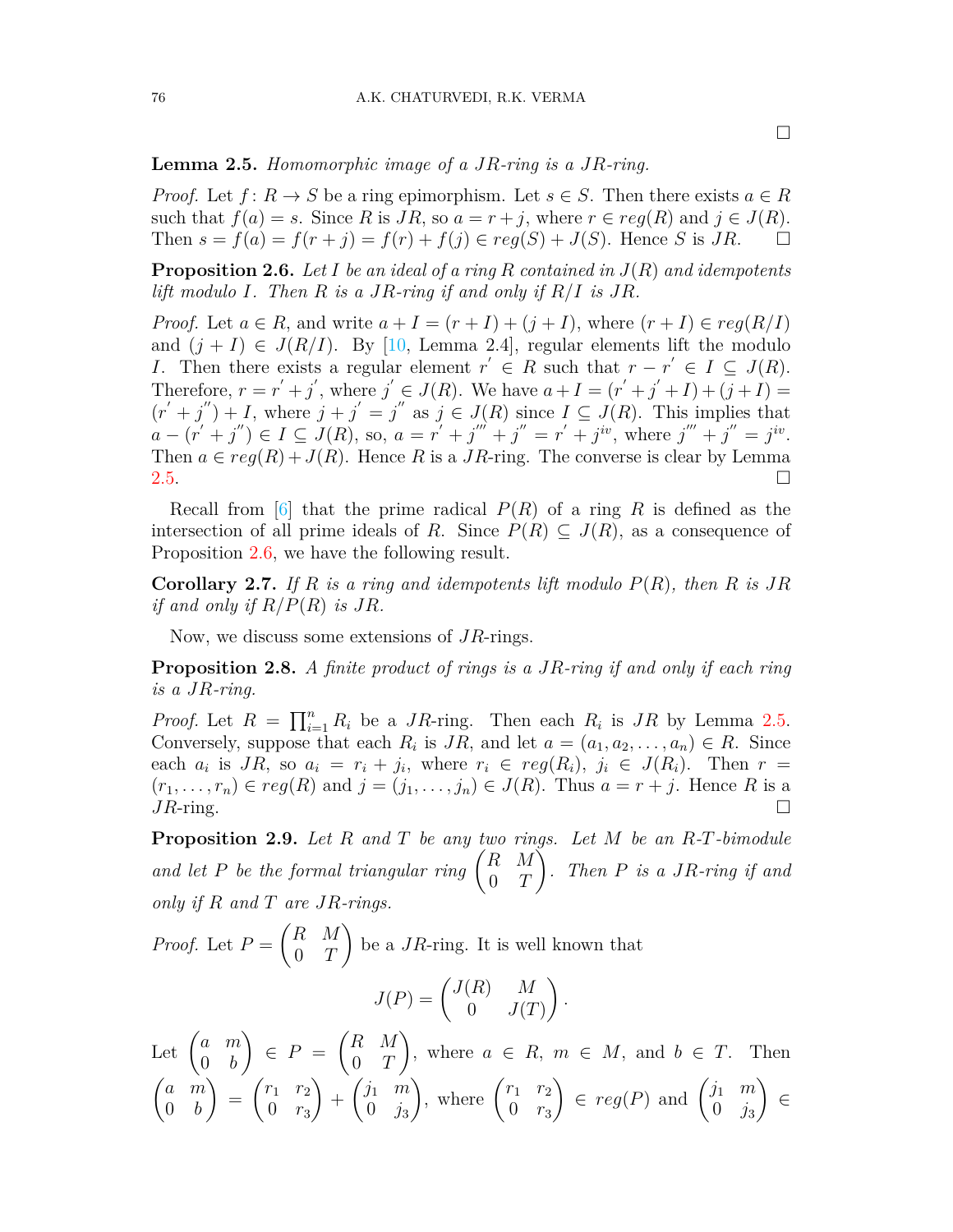□

**Lemma 2.5.** *Homomorphic image of a $JR$-ring is a $JR$-ring.*

*Proof.* Let $f\colon R \to S$ be a ring epimorphism. Let $s \in S$. Then there exists $a \in R$ such that $f(a) = s$. Since $R$ is $JR$, so $a = r + j$, where $r \in reg(R)$ and $j \in J(R)$. Then $s = f(a) = f(r + j) = f(r) + f(j) \in reg(S) + J(S)$. Hence $S$ is $JR$. □

**Proposition 2.6.** *Let $I$ be an ideal of a ring $R$ contained in $J(R)$ and idempotents lift modulo $I$. Then $R$ is a $JR$-ring if and only if $R/I$ is $JR$.*

*Proof.* Let $a \in R$, and write $a + I = (r + I) + (j + I)$, where $(r + I) \in reg(R/I)$ and $(j + I) \in J(R/I)$. By [10, Lemma 2.4], regular elements lift the modulo $I$. Then there exists a regular element $r^{'} \in R$ such that $r - r^{'} \in I \subseteq J(R)$. Therefore, $r = r^{'} + j^{'}$, where $j^{'} \in J(R)$. We have $a + I = (r^{'} + j^{'} + I) + (j + I) = (r^{'} + j^{''}) + I$, where $j + j^{'} = j^{''}$ as $j \in J(R)$ since $I \subseteq J(R)$. This implies that $a - (r^{'} + j^{''}) \in I \subseteq J(R)$, so, $a = r^{'} + j^{'''} + j^{''} = r^{'} + j^{iv}$, where $j^{'''} + j^{''} = j^{iv}$. Then $a \in reg(R) + J(R)$. Hence $R$ is a $JR$-ring. The converse is clear by Lemma 2.5. □

Recall from [6] that the prime radical $P(R)$ of a ring $R$ is defined as the intersection of all prime ideals of $R$. Since $P(R) \subseteq J(R)$, as a consequence of Proposition 2.6, we have the following result.

**Corollary 2.7.** *If $R$ is a ring and idempotents lift modulo $P(R)$, then $R$ is $JR$ if and only if $R/P(R)$ is $JR$.*

Now, we discuss some extensions of $JR$-rings.

**Proposition 2.8.** *A finite product of rings is a $JR$-ring if and only if each ring is a $JR$-ring.*

*Proof.* Let $R = \prod_{i=1}^{n} R_i$ be a $JR$-ring. Then each $R_i$ is $JR$ by Lemma 2.5. Conversely, suppose that each $R_i$ is $JR$, and let $a = (a_1, a_2, \ldots, a_n) \in R$. Since each $a_i$ is $JR$, so $a_i = r_i + j_i$, where $r_i \in reg(R_i)$, $j_i \in J(R_i)$. Then $r = (r_1, \ldots, r_n) \in reg(R)$ and $j = (j_1, \ldots, j_n) \in J(R)$. Thus $a = r + j$. Hence $R$ is a $JR$-ring. □

**Proposition 2.9.** *Let $R$ and $T$ be any two rings. Let $M$ be an $R$-$T$-bimodule and let $P$ be the formal triangular ring $\begin{pmatrix} R & M \\ 0 & T \end{pmatrix}$. Then $P$ is a $JR$-ring if and only if $R$ and $T$ are $JR$-rings.*

*Proof.* Let $P = \begin{pmatrix} R & M \\ 0 & T \end{pmatrix}$ be a $JR$-ring. It is well known that

$$J(P) = \begin{pmatrix} J(R) & M \\ 0 & J(T) \end{pmatrix}.$$

Let $\begin{pmatrix} a & m \\ 0 & b \end{pmatrix} \in P = \begin{pmatrix} R & M \\ 0 & T \end{pmatrix}$, where $a \in R$, $m \in M$, and $b \in T$. Then $\begin{pmatrix} a & m \\ 0 & b \end{pmatrix} = \begin{pmatrix} r_1 & r_2 \\ 0 & r_3 \end{pmatrix} + \begin{pmatrix} j_1 & m \\ 0 & j_3 \end{pmatrix}$, where $\begin{pmatrix} r_1 & r_2 \\ 0 & r_3 \end{pmatrix} \in reg(P)$ and $\begin{pmatrix} j_1 & m \\ 0 & j_3 \end{pmatrix} \in$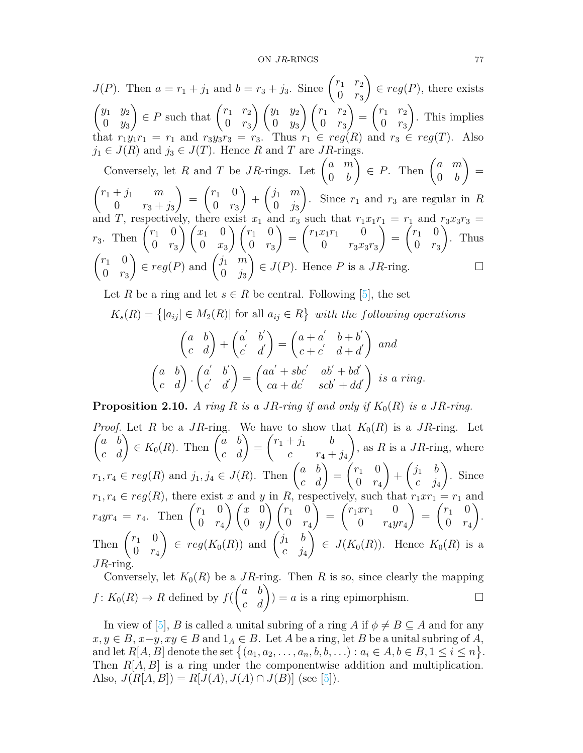$J(P)$. Then $a = r_1 + j_1$ and $b = r_3 + j_3$. Since $\begin{pmatrix} r_1 & r_2 \\ 0 & r_3 \end{pmatrix} \in reg(P)$, there exists $\begin{pmatrix} y_1 & y_2 \\ 0 & y_3 \end{pmatrix} \in P$ such that $\begin{pmatrix} r_1 & r_2 \\ 0 & r_3 \end{pmatrix} \begin{pmatrix} y_1 & y_2 \\ 0 & y_3 \end{pmatrix} \begin{pmatrix} r_1 & r_2 \\ 0 & r_3 \end{pmatrix} = \begin{pmatrix} r_1 & r_2 \\ 0 & r_3 \end{pmatrix}$. This implies that $r_1 y_1 r_1 = r_1$ and $r_3 y_3 r_3 = r_3$. Thus $r_1 \in reg(R)$ and $r_3 \in reg(T)$. Also $j_1 \in J(R)$ and $j_3 \in J(T)$. Hence $R$ and $T$ are $JR$-rings.

Conversely, let $R$ and $T$ be $JR$-rings. Let $\begin{pmatrix} a & m \\ 0 & b \end{pmatrix} \in P$. Then $\begin{pmatrix} a & m \\ 0 & b \end{pmatrix} = \begin{pmatrix} r_1 + j_1 & m \\ 0 & r_3 + j_3 \end{pmatrix} = \begin{pmatrix} r_1 & 0 \\ 0 & r_3 \end{pmatrix} + \begin{pmatrix} j_1 & m \\ 0 & j_3 \end{pmatrix}$. Since $r_1$ and $r_3$ are regular in $R$ and $T$, respectively, there exist $x_1$ and $x_3$ such that $r_1 x_1 r_1 = r_1$ and $r_3 x_3 r_3 = r_3$. Then $\begin{pmatrix} r_1 & 0 \\ 0 & r_3 \end{pmatrix} \begin{pmatrix} x_1 & 0 \\ 0 & x_3 \end{pmatrix} \begin{pmatrix} r_1 & 0 \\ 0 & r_3 \end{pmatrix} = \begin{pmatrix} r_1 x_1 r_1 & 0 \\ 0 & r_3 x_3 r_3 \end{pmatrix} = \begin{pmatrix} r_1 & 0 \\ 0 & r_3 \end{pmatrix}$. Thus $\begin{pmatrix} r_1 & 0 \\ 0 & r_3 \end{pmatrix} \in reg(P)$ and $\begin{pmatrix} j_1 & m \\ 0 & j_3 \end{pmatrix} \in J(P)$. Hence $P$ is a $JR$-ring. $\square$

Let $R$ be a ring and let $s \in R$ be central. Following [5], the set

$$K_s(R) = \left\{ [a_{ij}] \in M_2(R) \mid \text{for all } a_{ij} \in R \right\} \textit{ with the following operations}$$

$$\begin{pmatrix} a & b \\ c & d \end{pmatrix} + \begin{pmatrix} a' & b' \\ c' & d' \end{pmatrix} = \begin{pmatrix} a + a' & b + b' \\ c + c' & d + d' \end{pmatrix} \textit{ and}$$

$$\begin{pmatrix} a & b \\ c & d \end{pmatrix} \cdot \begin{pmatrix} a' & b' \\ c' & d' \end{pmatrix} = \begin{pmatrix} aa' + sbc' & ab' + bd' \\ ca + dc' & scb' + dd' \end{pmatrix} \textit{ is a ring.}$$

**Proposition 2.10.** *A ring $R$ is a $JR$-ring if and only if $K_0(R)$ is a $JR$-ring.*

*Proof.* Let $R$ be a $JR$-ring. We have to show that $K_0(R)$ is a $JR$-ring. Let $\begin{pmatrix} a & b \\ c & d \end{pmatrix} \in K_0(R)$. Then $\begin{pmatrix} a & b \\ c & d \end{pmatrix} = \begin{pmatrix} r_1 + j_1 & b \\ c & r_4 + j_4 \end{pmatrix}$, as $R$ is a $JR$-ring, where $r_1, r_4 \in reg(R)$ and $j_1, j_4 \in J(R)$. Then $\begin{pmatrix} a & b \\ c & d \end{pmatrix} = \begin{pmatrix} r_1 & 0 \\ 0 & r_4 \end{pmatrix} + \begin{pmatrix} j_1 & b \\ c & j_4 \end{pmatrix}$. Since $r_1, r_4 \in reg(R)$, there exist $x$ and $y$ in $R$, respectively, such that $r_1 x r_1 = r_1$ and $r_4 y r_4 = r_4$. Then $\begin{pmatrix} r_1 & 0 \\ 0 & r_4 \end{pmatrix} \begin{pmatrix} x & 0 \\ 0 & y \end{pmatrix} \begin{pmatrix} r_1 & 0 \\ 0 & r_4 \end{pmatrix} = \begin{pmatrix} r_1 x r_1 & 0 \\ 0 & r_4 y r_4 \end{pmatrix} = \begin{pmatrix} r_1 & 0 \\ 0 & r_4 \end{pmatrix}$. Then $\begin{pmatrix} r_1 & 0 \\ 0 & r_4 \end{pmatrix} \in reg(K_0(R))$ and $\begin{pmatrix} j_1 & b \\ c & j_4 \end{pmatrix} \in J(K_0(R))$. Hence $K_0(R)$ is a $JR$-ring.

Conversely, let $K_0(R)$ be a $JR$-ring. Then $R$ is so, since clearly the mapping $f \colon K_0(R) \to R$ defined by $f(\begin{pmatrix} a & b \\ c & d \end{pmatrix}) = a$ is a ring epimorphism. $\square$

In view of [5], $B$ is called a unital subring of a ring $A$ if $\phi \neq B \subseteq A$ and for any $x, y \in B$, $x - y, xy \in B$ and $1_A \in B$. Let $A$ be a ring, let $B$ be a unital subring of $A$, and let $R[A, B]$ denote the set $\left\{ (a_1, a_2, \ldots, a_n, b, b, \ldots) : a_i \in A, b \in B, 1 \leq i \leq n \right\}$. Then $R[A, B]$ is a ring under the componentwise addition and multiplication. Also, $J(R[A, B]) = R[J(A), J(A) \cap J(B)]$ (see [5]).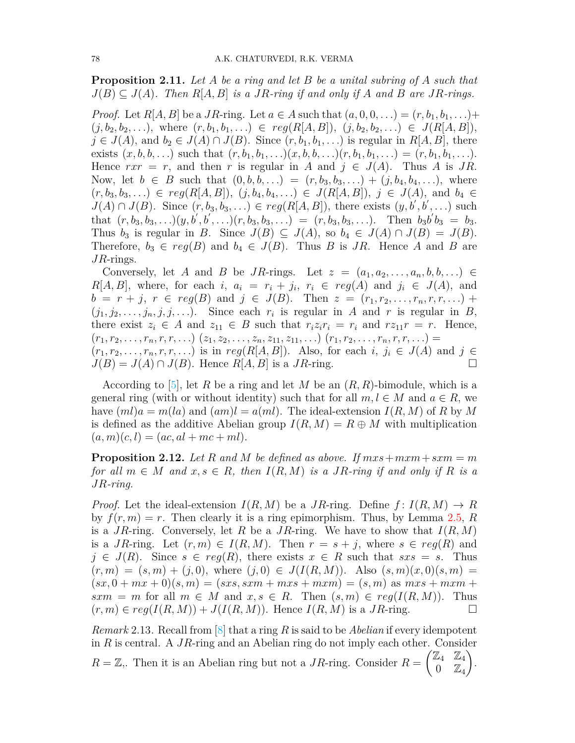**Proposition 2.11.** *Let $A$ be a ring and let $B$ be a unital subring of $A$ such that $J(B) \subseteq J(A)$. Then $R[A,B]$ is a $JR$-ring if and only if $A$ and $B$ are $JR$-rings.*

*Proof.* Let $R[A,B]$ be a $JR$-ring. Let $a \in A$ such that $(a,0,0,\ldots) = (r,b_1,b_1,\ldots) + (j,b_2,b_2,\ldots)$, where $(r,b_1,b_1,\ldots) \in reg(R[A,B])$, $(j,b_2,b_2,\ldots) \in J(R[A,B])$, $j \in J(A)$, and $b_2 \in J(A) \cap J(B)$. Since $(r,b_1,b_1,\ldots)$ is regular in $R[A,B]$, there exists $(x,b,b,\ldots)$ such that $(r,b_1,b_1,\ldots)(x,b,b,\ldots)(r,b_1,b_1,\ldots) = (r,b_1,b_1,\ldots)$. Hence $rxr = r$, and then $r$ is regular in $A$ and $j \in J(A)$. Thus $A$ is $JR$. Now, let $b \in B$ such that $(0,b,b,\ldots) = (r,b_3,b_3,\ldots) + (j,b_4,b_4,\ldots)$, where $(r,b_3,b_3,\ldots) \in reg(R[A,B])$, $(j,b_4,b_4,\ldots) \in J(R[A,B])$, $j \in J(A)$, and $b_4 \in J(A) \cap J(B)$. Since $(r,b_3,b_3,\ldots) \in reg(R[A,B])$, there exists $(y,b',b',\ldots)$ such that $(r,b_3,b_3,\ldots)(y,b',b',\ldots)(r,b_3,b_3,\ldots) = (r,b_3,b_3,\ldots)$. Then $b_3b'b_3 = b_3$. Thus $b_3$ is regular in $B$. Since $J(B) \subseteq J(A)$, so $b_4 \in J(A) \cap J(B) = J(B)$. Therefore, $b_3 \in reg(B)$ and $b_4 \in J(B)$. Thus $B$ is $JR$. Hence $A$ and $B$ are $JR$-rings.

Conversely, let $A$ and $B$ be $JR$-rings. Let $z = (a_1,a_2,\ldots,a_n,b,b,\ldots) \in R[A,B]$, where, for each $i$, $a_i = r_i + j_i$, $r_i \in reg(A)$ and $j_i \in J(A)$, and $b = r + j$, $r \in reg(B)$ and $j \in J(B)$. Then $z = (r_1,r_2,\ldots,r_n,r,r,\ldots) + (j_1,j_2,\ldots,j_n,j,j,\ldots)$. Since each $r_i$ is regular in $A$ and $r$ is regular in $B$, there exist $z_i \in A$ and $z_{11} \in B$ such that $r_iz_ir_i = r_i$ and $rz_{11}r = r$. Hence, $(r_1,r_2,\ldots,r_n,r,r,\ldots)\,(z_1,z_2,\ldots,z_n,z_{11},z_{11},\ldots)\,(r_1,r_2,\ldots,r_n,r,r,\ldots) = (r_1,r_2,\ldots,r_n,r,r,\ldots)$ is in $reg(R[A,B])$. Also, for each $i$, $j_i \in J(A)$ and $j \in J(B) = J(A) \cap J(B)$. Hence $R[A,B]$ is a $JR$-ring. □

According to [5], let $R$ be a ring and let $M$ be an $(R,R)$-bimodule, which is a general ring (with or without identity) such that for all $m,l \in M$ and $a \in R$, we have $(ml)a = m(la)$ and $(am)l = a(ml)$. The ideal-extension $I(R,M)$ of $R$ by $M$ is defined as the additive Abelian group $I(R,M) = R \oplus M$ with multiplication $(a,m)(c,l) = (ac, al + mc + ml)$.

**Proposition 2.12.** *Let $R$ and $M$ be defined as above. If $mxs + mxm + sxm = m$ for all $m \in M$ and $x,s \in R$, then $I(R,M)$ is a $JR$-ring if and only if $R$ is a $JR$-ring.*

*Proof.* Let the ideal-extension $I(R,M)$ be a $JR$-ring. Define $f\colon I(R,M) \to R$ by $f(r,m) = r$. Then clearly it is a ring epimorphism. Thus, by Lemma 2.5, $R$ is a $JR$-ring. Conversely, let $R$ be a $JR$-ring. We have to show that $I(R,M)$ is a $JR$-ring. Let $(r,m) \in I(R,M)$. Then $r = s + j$, where $s \in reg(R)$ and $j \in J(R)$. Since $s \in reg(R)$, there exists $x \in R$ such that $sxs = s$. Thus $(r,m) = (s,m) + (j,0)$, where $(j,0) \in J(I(R,M))$. Also $(s,m)(x,0)(s,m) = (sx, 0 + mx + 0)(s,m) = (sxs, sxm + mxs + mxm) = (s,m)$ as $mxs + mxm + sxm = m$ for all $m \in M$ and $x,s \in R$. Then $(s,m) \in reg(I(R,M))$. Thus $(r,m) \in reg(I(R,M)) + J(I(R,M))$. Hence $I(R,M)$ is a $JR$-ring. □

*Remark* 2.13. Recall from [8] that a ring $R$ is said to be *Abelian* if every idempotent in $R$ is central. A $JR$-ring and an Abelian ring do not imply each other. Consider $R = \mathbb{Z}$,. Then it is an Abelian ring but not a $JR$-ring. Consider $R = \begin{pmatrix} \mathbb{Z}_4 & \mathbb{Z}_4 \\ 0 & \mathbb{Z}_4 \end{pmatrix}$.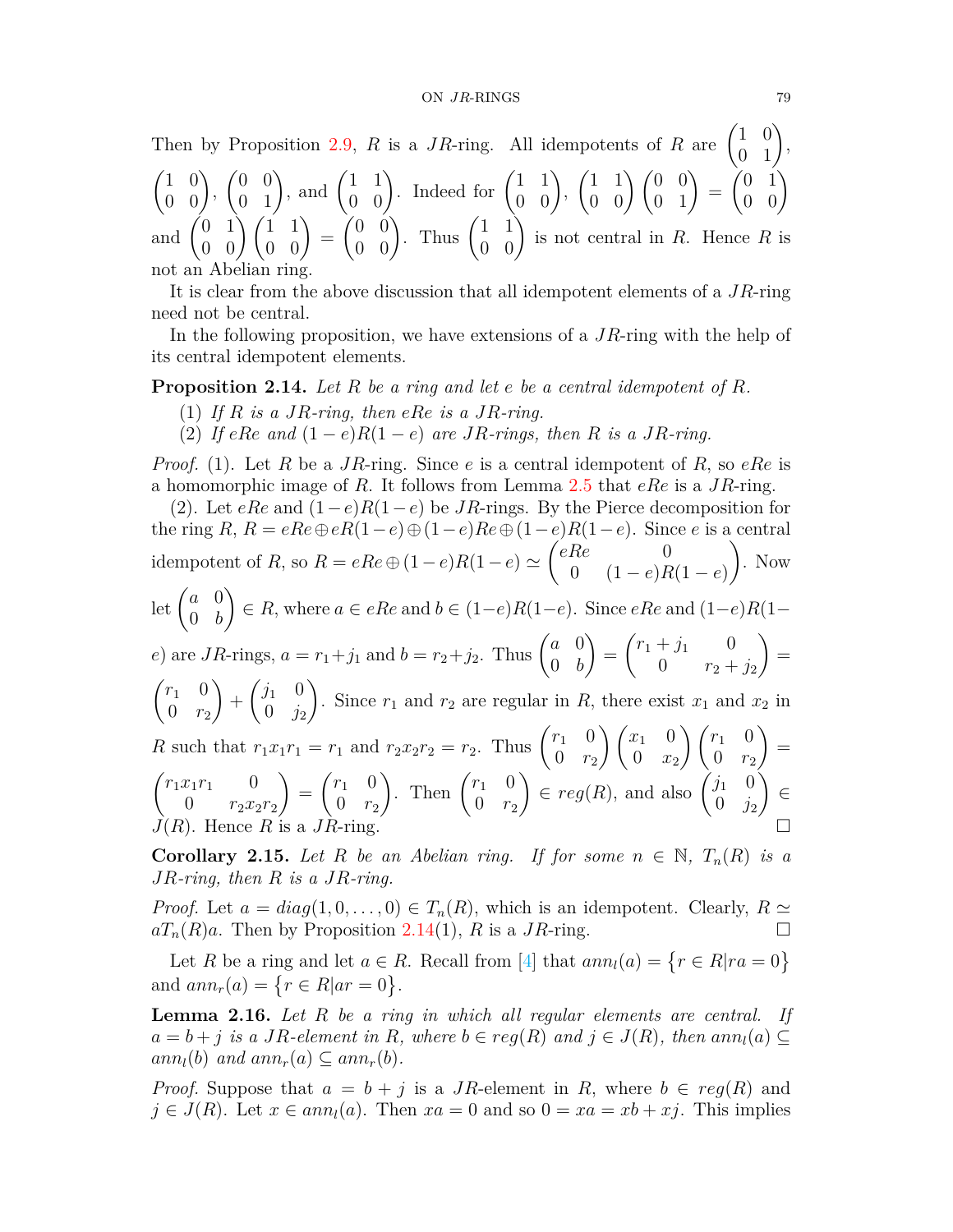Then by Proposition 2.9, $R$ is a $JR$-ring. All idempotents of $R$ are $\begin{pmatrix} 1 & 0 \\ 0 & 1 \end{pmatrix}$, $\begin{pmatrix} 1 & 0 \\ 0 & 0 \end{pmatrix}$, $\begin{pmatrix} 0 & 0 \\ 0 & 1 \end{pmatrix}$, and $\begin{pmatrix} 1 & 1 \\ 0 & 0 \end{pmatrix}$. Indeed for $\begin{pmatrix} 1 & 1 \\ 0 & 0 \end{pmatrix}$, $\begin{pmatrix} 1 & 1 \\ 0 & 0 \end{pmatrix}\begin{pmatrix} 0 & 0 \\ 0 & 1 \end{pmatrix} = \begin{pmatrix} 0 & 1 \\ 0 & 0 \end{pmatrix}$ and $\begin{pmatrix} 0 & 1 \\ 0 & 0 \end{pmatrix}\begin{pmatrix} 1 & 1 \\ 0 & 0 \end{pmatrix} = \begin{pmatrix} 0 & 0 \\ 0 & 0 \end{pmatrix}$. Thus $\begin{pmatrix} 1 & 1 \\ 0 & 0 \end{pmatrix}$ is not central in $R$. Hence $R$ is not an Abelian ring.

It is clear from the above discussion that all idempotent elements of a $JR$-ring need not be central.

In the following proposition, we have extensions of a $JR$-ring with the help of its central idempotent elements.

**Proposition 2.14.** *Let $R$ be a ring and let $e$ be a central idempotent of $R$.*

1. *If $R$ is a $JR$-ring, then $eRe$ is a $JR$-ring.*
2. *If $eRe$ and $(1-e)R(1-e)$ are $JR$-rings, then $R$ is a $JR$-ring.*

*Proof.* (1). Let $R$ be a $JR$-ring. Since $e$ is a central idempotent of $R$, so $eRe$ is a homomorphic image of $R$. It follows from Lemma 2.5 that $eRe$ is a $JR$-ring.

(2). Let $eRe$ and $(1-e)R(1-e)$ be $JR$-rings. By the Pierce decomposition for the ring $R$, $R = eRe \oplus eR(1-e) \oplus (1-e)Re \oplus (1-e)R(1-e)$. Since $e$ is a central idempotent of $R$, so $R = eRe \oplus (1-e)R(1-e) \simeq \begin{pmatrix} eRe & 0 \\ 0 & (1-e)R(1-e) \end{pmatrix}$. Now let $\begin{pmatrix} a & 0 \\ 0 & b \end{pmatrix} \in R$, where $a \in eRe$ and $b \in (1-e)R(1-e)$. Since $eRe$ and $(1-e)R(1-e)$ are $JR$-rings, $a = r_1 + j_1$ and $b = r_2 + j_2$. Thus $\begin{pmatrix} a & 0 \\ 0 & b \end{pmatrix} = \begin{pmatrix} r_1 + j_1 & 0 \\ 0 & r_2 + j_2 \end{pmatrix} = \begin{pmatrix} r_1 & 0 \\ 0 & r_2 \end{pmatrix} + \begin{pmatrix} j_1 & 0 \\ 0 & j_2 \end{pmatrix}$. Since $r_1$ and $r_2$ are regular in $R$, there exist $x_1$ and $x_2$ in $R$ such that $r_1x_1r_1 = r_1$ and $r_2x_2r_2 = r_2$. Thus $\begin{pmatrix} r_1 & 0 \\ 0 & r_2 \end{pmatrix}\begin{pmatrix} x_1 & 0 \\ 0 & x_2 \end{pmatrix}\begin{pmatrix} r_1 & 0 \\ 0 & r_2 \end{pmatrix} = \begin{pmatrix} r_1x_1r_1 & 0 \\ 0 & r_2x_2r_2 \end{pmatrix} = \begin{pmatrix} r_1 & 0 \\ 0 & r_2 \end{pmatrix}$. Then $\begin{pmatrix} r_1 & 0 \\ 0 & r_2 \end{pmatrix} \in reg(R)$, and also $\begin{pmatrix} j_1 & 0 \\ 0 & j_2 \end{pmatrix} \in J(R)$. Hence $R$ is a $JR$-ring. □

**Corollary 2.15.** *Let $R$ be an Abelian ring. If for some $n \in \mathbb{N}$, $T_n(R)$ is a $JR$-ring, then $R$ is a $JR$-ring.*

*Proof.* Let $a = diag(1, 0, \ldots, 0) \in T_n(R)$, which is an idempotent. Clearly, $R \simeq aT_n(R)a$. Then by Proposition 2.14(1), $R$ is a $JR$-ring. □

Let $R$ be a ring and let $a \in R$. Recall from [4] that $ann_l(a) = \{r \in R | ra = 0\}$ and $ann_r(a) = \{r \in R | ar = 0\}$.

**Lemma 2.16.** *Let $R$ be a ring in which all regular elements are central. If $a = b + j$ is a $JR$-element in $R$, where $b \in reg(R)$ and $j \in J(R)$, then $ann_l(a) \subseteq ann_l(b)$ and $ann_r(a) \subseteq ann_r(b)$.*

*Proof.* Suppose that $a = b + j$ is a $JR$-element in $R$, where $b \in reg(R)$ and $j \in J(R)$. Let $x \in ann_l(a)$. Then $xa = 0$ and so $0 = xa = xb + xj$. This implies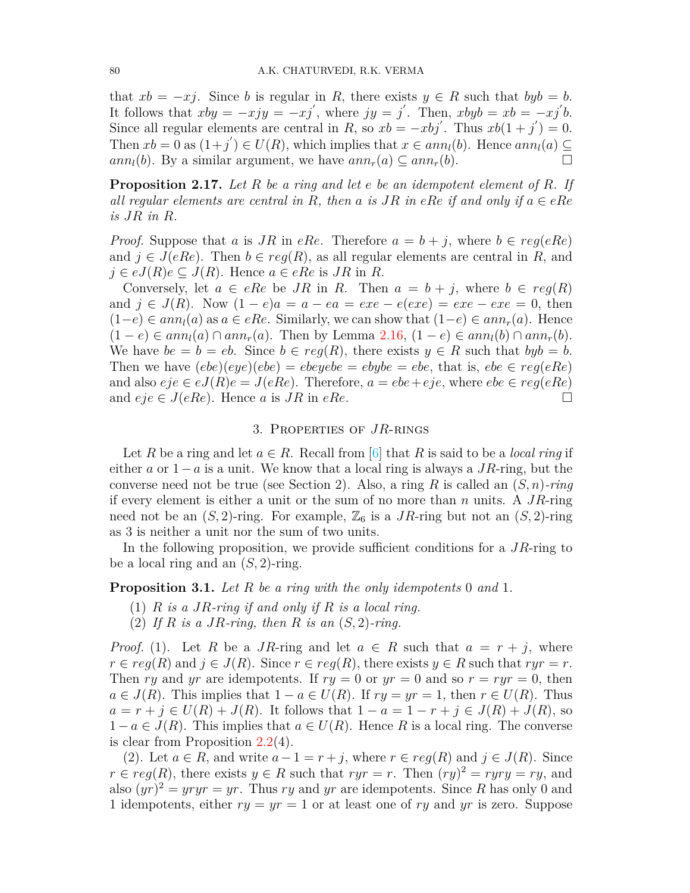that $xb = -xj$. Since $b$ is regular in $R$, there exists $y \in R$ such that $byb = b$. It follows that $xby = -xjy = -xj'$, where $jy = j'$. Then, $xbyb = xb = -xj'b$. Since all regular elements are central in $R$, so $xb = -xbj'$. Thus $xb(1 + j') = 0$. Then $xb = 0$ as $(1+j') \in U(R)$, which implies that $x \in ann_l(b)$. Hence $ann_l(a) \subseteq ann_l(b)$. By a similar argument, we have $ann_r(a) \subseteq ann_r(b)$. □

**Proposition 2.17.** *Let $R$ be a ring and let $e$ be an idempotent element of $R$. If all regular elements are central in $R$, then $a$ is $JR$ in $eRe$ if and only if $a \in eRe$ is $JR$ in $R$.*

*Proof.* Suppose that $a$ is $JR$ in $eRe$. Therefore $a = b + j$, where $b \in reg(eRe)$ and $j \in J(eRe)$. Then $b \in reg(R)$, as all regular elements are central in $R$, and $j \in eJ(R)e \subseteq J(R)$. Hence $a \in eRe$ is $JR$ in $R$.

Conversely, let $a \in eRe$ be $JR$ in $R$. Then $a = b + j$, where $b \in reg(R)$ and $j \in J(R)$. Now $(1 - e)a = a - ea = exe - e(exe) = exe - exe = 0$, then $(1-e) \in ann_l(a)$ as $a \in eRe$. Similarly, we can show that $(1-e) \in ann_r(a)$. Hence $(1 - e) \in ann_l(a) \cap ann_r(a)$. Then by Lemma 2.16, $(1 - e) \in ann_l(b) \cap ann_r(b)$. We have $be = b = eb$. Since $b \in reg(R)$, there exists $y \in R$ such that $byb = b$. Then we have $(ebe)(eye)(ebe) = ebeyebe = ebybe = ebe$, that is, $ebe \in reg(eRe)$ and also $eje \in eJ(R)e = J(eRe)$. Therefore, $a = ebe+eje$, where $ebe \in reg(eRe)$ and $eje \in J(eRe)$. Hence $a$ is $JR$ in $eRe$. □

## 3. Properties of $JR$-rings

Let $R$ be a ring and let $a \in R$. Recall from [6] that $R$ is said to be a *local ring* if either $a$ or $1-a$ is a unit. We know that a local ring is always a $JR$-ring, but the converse need not be true (see Section 2). Also, a ring $R$ is called an *$(S, n)$-ring* if every element is either a unit or the sum of no more than $n$ units. A $JR$-ring need not be an $(S, 2)$-ring. For example, $\mathbb{Z}_6$ is a $JR$-ring but not an $(S, 2)$-ring as 3 is neither a unit nor the sum of two units.

In the following proposition, we provide sufficient conditions for a $JR$-ring to be a local ring and an $(S, 2)$-ring.

**Proposition 3.1.** *Let $R$ be a ring with the only idempotents 0 and 1.*

1. *$R$ is a $JR$-ring if and only if $R$ is a local ring.*
2. *If $R$ is a $JR$-ring, then $R$ is an $(S, 2)$-ring.*

*Proof.* (1). Let $R$ be a $JR$-ring and let $a \in R$ such that $a = r + j$, where $r \in reg(R)$ and $j \in J(R)$. Since $r \in reg(R)$, there exists $y \in R$ such that $ryr = r$. Then $ry$ and $yr$ are idempotents. If $ry = 0$ or $yr = 0$ and so $r = ryr = 0$, then $a \in J(R)$. This implies that $1 - a \in U(R)$. If $ry = yr = 1$, then $r \in U(R)$. Thus $a = r + j \in U(R) + J(R)$. It follows that $1 - a = 1 - r + j \in J(R) + J(R)$, so $1 - a \in J(R)$. This implies that $a \in U(R)$. Hence $R$ is a local ring. The converse is clear from Proposition 2.2(4).

(2). Let $a \in R$, and write $a - 1 = r + j$, where $r \in reg(R)$ and $j \in J(R)$. Since $r \in reg(R)$, there exists $y \in R$ such that $ryr = r$. Then $(ry)^2 = ryry = ry$, and also $(yr)^2 = yryr = yr$. Thus $ry$ and $yr$ are idempotents. Since $R$ has only 0 and 1 idempotents, either $ry = yr = 1$ or at least one of $ry$ and $yr$ is zero. Suppose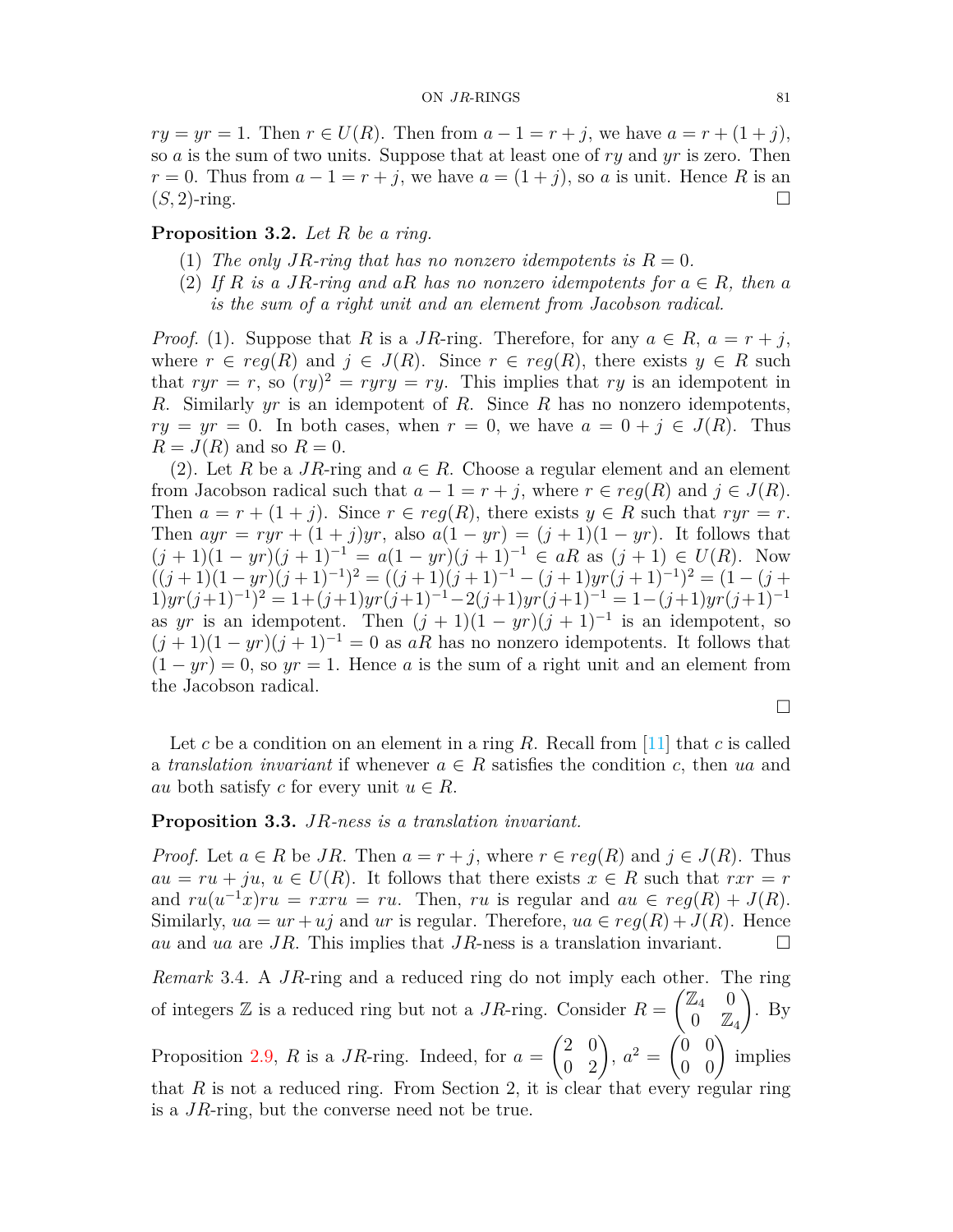$ry = yr = 1$. Then $r \in U(R)$. Then from $a - 1 = r + j$, we have $a = r + (1 + j)$, so $a$ is the sum of two units. Suppose that at least one of $ry$ and $yr$ is zero. Then $r = 0$. Thus from $a - 1 = r + j$, we have $a = (1 + j)$, so $a$ is unit. Hence $R$ is an $(S, 2)$-ring. $\square$

**Proposition 3.2.** *Let $R$ be a ring.*

1. *The only $JR$-ring that has no nonzero idempotents is $R = 0$.*
2. *If $R$ is a $JR$-ring and $aR$ has no nonzero idempotents for $a \in R$, then $a$ is the sum of a right unit and an element from Jacobson radical.*

*Proof.* (1). Suppose that $R$ is a $JR$-ring. Therefore, for any $a \in R$, $a = r + j$, where $r \in reg(R)$ and $j \in J(R)$. Since $r \in reg(R)$, there exists $y \in R$ such that $ryr = r$, so $(ry)^2 = ryry = ry$. This implies that $ry$ is an idempotent in $R$. Similarly $yr$ is an idempotent of $R$. Since $R$ has no nonzero idempotents, $ry = yr = 0$. In both cases, when $r = 0$, we have $a = 0 + j \in J(R)$. Thus $R = J(R)$ and so $R = 0$.

(2). Let $R$ be a $JR$-ring and $a \in R$. Choose a regular element and an element from Jacobson radical such that $a - 1 = r + j$, where $r \in reg(R)$ and $j \in J(R)$. Then $a = r + (1 + j)$. Since $r \in reg(R)$, there exists $y \in R$ such that $ryr = r$. Then $ayr = ryr + (1 + j)yr$, also $a(1 - yr) = (j + 1)(1 - yr)$. It follows that $(j + 1)(1 - yr)(j + 1)^{-1} = a(1 - yr)(j + 1)^{-1} \in aR$ as $(j + 1) \in U(R)$. Now $((j+1)(1-yr)(j+1)^{-1})^2 = ((j+1)(j+1)^{-1} - (j+1)yr(j+1)^{-1})^2 = (1-(j+1)yr(j+1)^{-1})^2 = 1+(j+1)yr(j+1)^{-1} - 2(j+1)yr(j+1)^{-1} = 1-(j+1)yr(j+1)^{-1}$ as $yr$ is an idempotent. Then $(j + 1)(1 - yr)(j + 1)^{-1}$ is an idempotent, so $(j + 1)(1 - yr)(j + 1)^{-1} = 0$ as $aR$ has no nonzero idempotents. It follows that $(1 - yr) = 0$, so $yr = 1$. Hence $a$ is the sum of a right unit and an element from the Jacobson radical.

$\square$

Let $c$ be a condition on an element in a ring $R$. Recall from [11] that $c$ is called a *translation invariant* if whenever $a \in R$ satisfies the condition $c$, then $ua$ and $au$ both satisfy $c$ for every unit $u \in R$.

**Proposition 3.3.** *$JR$-ness is a translation invariant.*

*Proof.* Let $a \in R$ be $JR$. Then $a = r + j$, where $r \in reg(R)$ and $j \in J(R)$. Thus $au = ru + ju$, $u \in U(R)$. It follows that there exists $x \in R$ such that $rxr = r$ and $ru(u^{-1}x)ru = rxru = ru$. Then, $ru$ is regular and $au \in reg(R) + J(R)$. Similarly, $ua = ur + uj$ and $ur$ is regular. Therefore, $ua \in reg(R) + J(R)$. Hence $au$ and $ua$ are $JR$. This implies that $JR$-ness is a translation invariant. $\square$

*Remark* 3.4. A $JR$-ring and a reduced ring do not imply each other. The ring of integers $\mathbb{Z}$ is a reduced ring but not a $JR$-ring. Consider $R = \begin{pmatrix} \mathbb{Z}_4 & 0 \\ 0 & \mathbb{Z}_4 \end{pmatrix}$. By Proposition 2.9, $R$ is a $JR$-ring. Indeed, for $a = \begin{pmatrix} 2 & 0 \\ 0 & 2 \end{pmatrix}$, $a^2 = \begin{pmatrix} 0 & 0 \\ 0 & 0 \end{pmatrix}$ implies that $R$ is not a reduced ring. From Section 2, it is clear that every regular ring is a $JR$-ring, but the converse need not be true.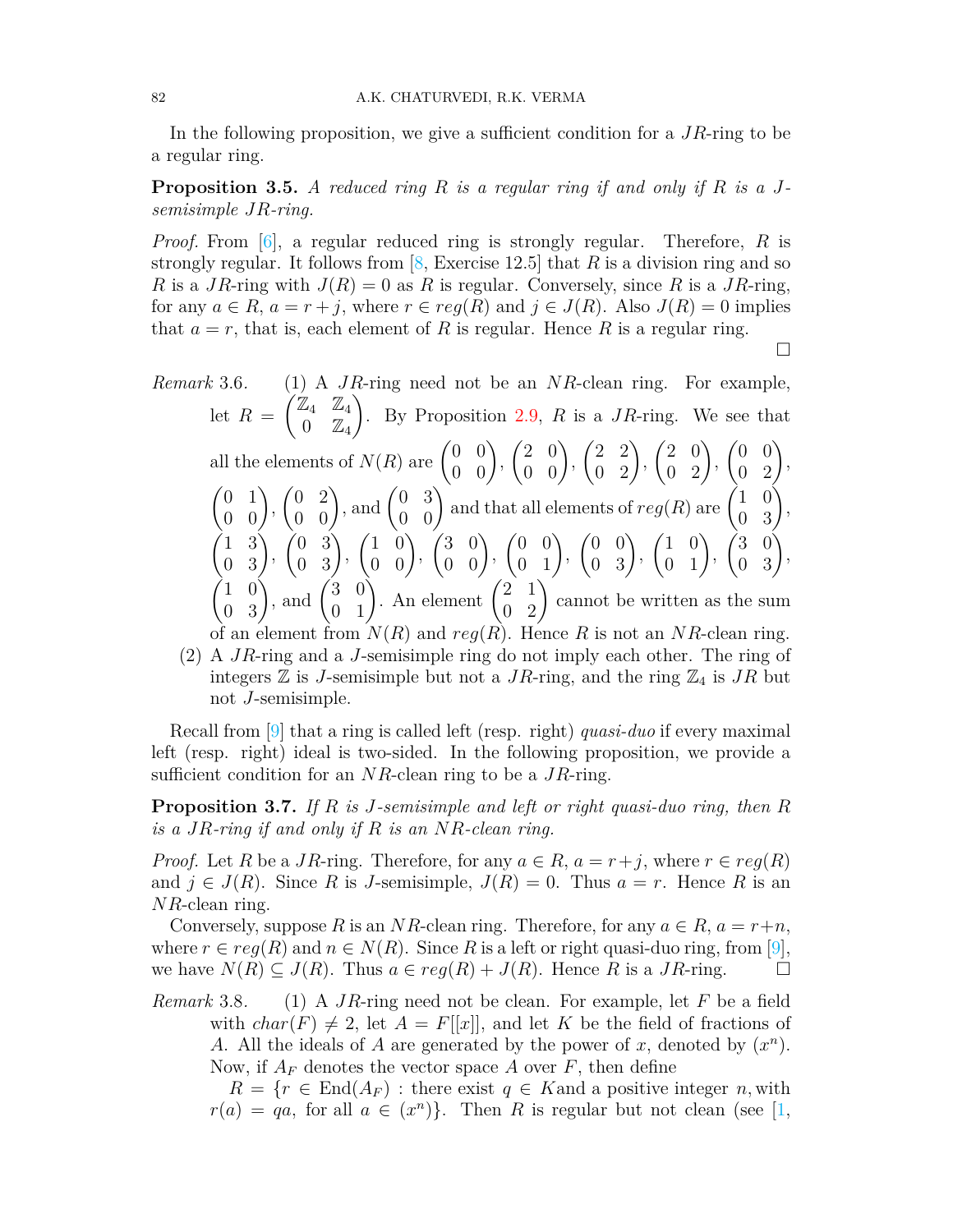In the following proposition, we give a sufficient condition for a $JR$-ring to be a regular ring.

**Proposition 3.5.** *A reduced ring $R$ is a regular ring if and only if $R$ is a $J$-semisimple $JR$-ring.*

*Proof.* From [6], a regular reduced ring is strongly regular. Therefore, $R$ is strongly regular. It follows from [8, Exercise 12.5] that $R$ is a division ring and so $R$ is a $JR$-ring with $J(R) = 0$ as $R$ is regular. Conversely, since $R$ is a $JR$-ring, for any $a \in R$, $a = r + j$, where $r \in reg(R)$ and $j \in J(R)$. Also $J(R) = 0$ implies that $a = r$, that is, each element of $R$ is regular. Hence $R$ is a regular ring. □

*Remark* 3.6. (1) A $JR$-ring need not be an $NR$-clean ring. For example, let $R = \begin{pmatrix} \mathbb{Z}_4 & \mathbb{Z}_4 \\ 0 & \mathbb{Z}_4 \end{pmatrix}$. By Proposition 2.9, $R$ is a $JR$-ring. We see that all the elements of $N(R)$ are $\begin{pmatrix} 0 & 0 \\ 0 & 0 \end{pmatrix}$, $\begin{pmatrix} 2 & 0 \\ 0 & 0 \end{pmatrix}$, $\begin{pmatrix} 2 & 2 \\ 0 & 2 \end{pmatrix}$, $\begin{pmatrix} 2 & 0 \\ 0 & 2 \end{pmatrix}$, $\begin{pmatrix} 0 & 0 \\ 0 & 2 \end{pmatrix}$, $\begin{pmatrix} 0 & 1 \\ 0 & 0 \end{pmatrix}$, $\begin{pmatrix} 0 & 2 \\ 0 & 0 \end{pmatrix}$, and $\begin{pmatrix} 0 & 3 \\ 0 & 0 \end{pmatrix}$ and that all elements of $reg(R)$ are $\begin{pmatrix} 1 & 0 \\ 0 & 3 \end{pmatrix}$, $\begin{pmatrix} 1 & 3 \\ 0 & 3 \end{pmatrix}$, $\begin{pmatrix} 0 & 3 \\ 0 & 3 \end{pmatrix}$, $\begin{pmatrix} 1 & 0 \\ 0 & 0 \end{pmatrix}$, $\begin{pmatrix} 3 & 0 \\ 0 & 0 \end{pmatrix}$, $\begin{pmatrix} 0 & 0 \\ 0 & 1 \end{pmatrix}$, $\begin{pmatrix} 0 & 0 \\ 0 & 3 \end{pmatrix}$, $\begin{pmatrix} 1 & 0 \\ 0 & 1 \end{pmatrix}$, $\begin{pmatrix} 3 & 0 \\ 0 & 3 \end{pmatrix}$, $\begin{pmatrix} 1 & 0 \\ 0 & 3 \end{pmatrix}$, and $\begin{pmatrix} 3 & 0 \\ 0 & 1 \end{pmatrix}$. An element $\begin{pmatrix} 2 & 1 \\ 0 & 2 \end{pmatrix}$ cannot be written as the sum of an element from $N(R)$ and $reg(R)$. Hence $R$ is not an $NR$-clean ring.

(2) A $JR$-ring and a $J$-semisimple ring do not imply each other. The ring of integers $\mathbb{Z}$ is $J$-semisimple but not a $JR$-ring, and the ring $\mathbb{Z}_4$ is $JR$ but not $J$-semisimple.

Recall from [9] that a ring is called left (resp. right) *quasi-duo* if every maximal left (resp. right) ideal is two-sided. In the following proposition, we provide a sufficient condition for an $NR$-clean ring to be a $JR$-ring.

**Proposition 3.7.** *If $R$ is $J$-semisimple and left or right quasi-duo ring, then $R$ is a $JR$-ring if and only if $R$ is an $NR$-clean ring.*

*Proof.* Let $R$ be a $JR$-ring. Therefore, for any $a \in R$, $a = r+j$, where $r \in reg(R)$ and $j \in J(R)$. Since $R$ is $J$-semisimple, $J(R) = 0$. Thus $a = r$. Hence $R$ is an $NR$-clean ring.

Conversely, suppose $R$ is an $NR$-clean ring. Therefore, for any $a \in R$, $a = r+n$, where $r \in reg(R)$ and $n \in N(R)$. Since $R$ is a left or right quasi-duo ring, from [9], we have $N(R) \subseteq J(R)$. Thus $a \in reg(R) + J(R)$. Hence $R$ is a $JR$-ring. □

*Remark* 3.8. (1) A $JR$-ring need not be clean. For example, let $F$ be a field with $char(F) \neq 2$, let $A = F[[x]]$, and let $K$ be the field of fractions of $A$. All the ideals of $A$ are generated by the power of $x$, denoted by $(x^n)$. Now, if $A_F$ denotes the vector space $A$ over $F$, then define

$R = \{r \in \text{End}(A_F) :$ there exist $q \in K$and a positive integer $n,$ with $r(a) = qa,$ for all $a \in (x^n)\}$. Then $R$ is regular but not clean (see [1,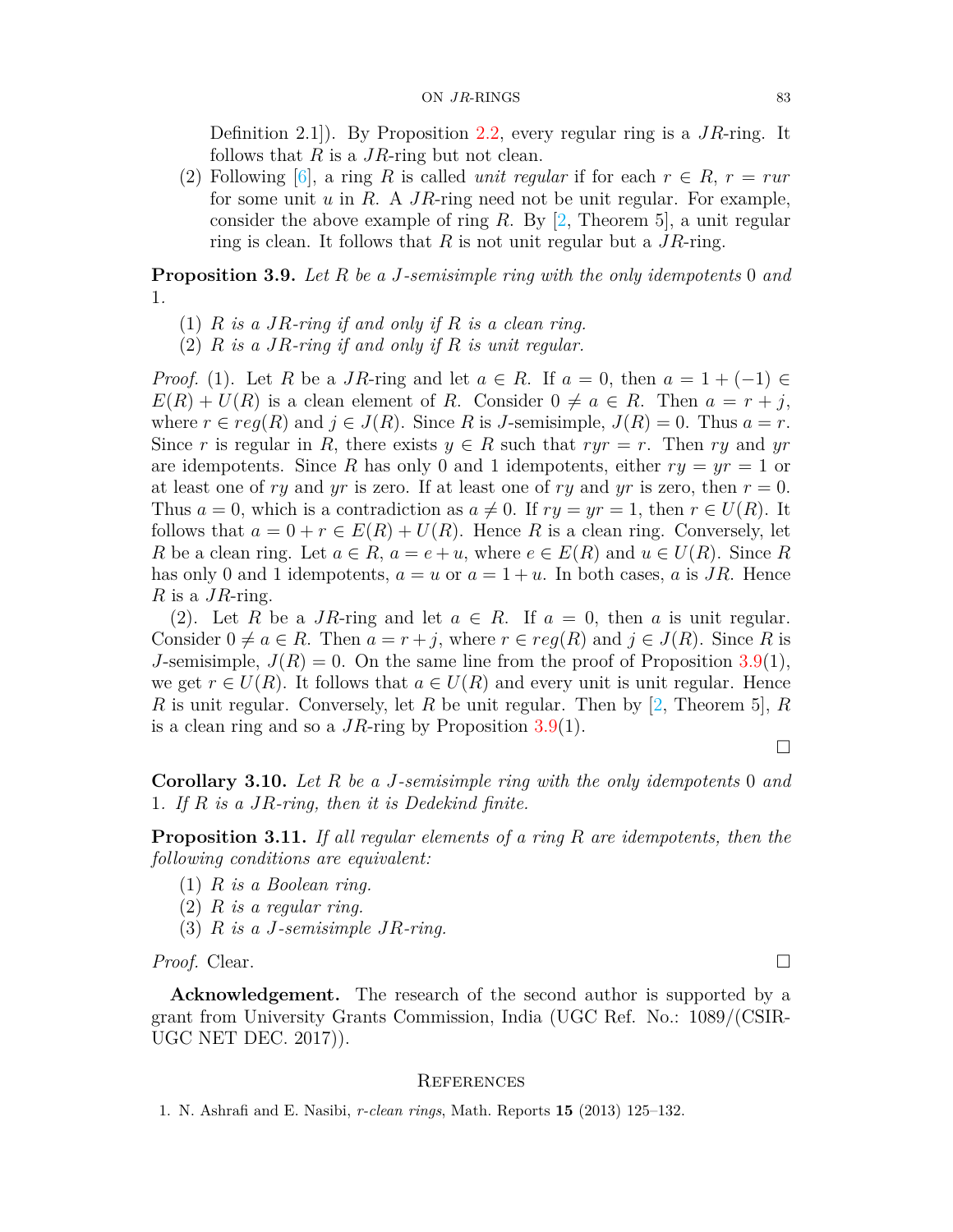Definition 2.1]). By Proposition 2.2, every regular ring is a $JR$-ring. It follows that $R$ is a $JR$-ring but not clean.

(2) Following [6], a ring $R$ is called *unit regular* if for each $r \in R$, $r = rur$ for some unit $u$ in $R$. A $JR$-ring need not be unit regular. For example, consider the above example of ring $R$. By [2, Theorem 5], a unit regular ring is clean. It follows that $R$ is not unit regular but a $JR$-ring.

**Proposition 3.9.** *Let $R$ be a $J$-semisimple ring with the only idempotents $0$ and $1$.*

(1) *$R$ is a $JR$-ring if and only if $R$ is a clean ring.*
(2) *$R$ is a $JR$-ring if and only if $R$ is unit regular.*

*Proof.* (1). Let $R$ be a $JR$-ring and let $a \in R$. If $a = 0$, then $a = 1 + (-1) \in E(R) + U(R)$ is a clean element of $R$. Consider $0 \neq a \in R$. Then $a = r + j$, where $r \in reg(R)$ and $j \in J(R)$. Since $R$ is $J$-semisimple, $J(R) = 0$. Thus $a = r$. Since $r$ is regular in $R$, there exists $y \in R$ such that $ryr = r$. Then $ry$ and $yr$ are idempotents. Since $R$ has only 0 and 1 idempotents, either $ry = yr = 1$ or at least one of $ry$ and $yr$ is zero. If at least one of $ry$ and $yr$ is zero, then $r = 0$. Thus $a = 0$, which is a contradiction as $a \neq 0$. If $ry = yr = 1$, then $r \in U(R)$. It follows that $a = 0 + r \in E(R) + U(R)$. Hence $R$ is a clean ring. Conversely, let $R$ be a clean ring. Let $a \in R$, $a = e + u$, where $e \in E(R)$ and $u \in U(R)$. Since $R$ has only 0 and 1 idempotents, $a = u$ or $a = 1 + u$. In both cases, $a$ is $JR$. Hence $R$ is a $JR$-ring.

(2). Let $R$ be a $JR$-ring and let $a \in R$. If $a = 0$, then $a$ is unit regular. Consider $0 \neq a \in R$. Then $a = r + j$, where $r \in reg(R)$ and $j \in J(R)$. Since $R$ is $J$-semisimple, $J(R) = 0$. On the same line from the proof of Proposition 3.9(1), we get $r \in U(R)$. It follows that $a \in U(R)$ and every unit is unit regular. Hence $R$ is unit regular. Conversely, let $R$ be unit regular. Then by [2, Theorem 5], $R$ is a clean ring and so a $JR$-ring by Proposition 3.9(1). □

**Corollary 3.10.** *Let $R$ be a $J$-semisimple ring with the only idempotents $0$ and $1$. If $R$ is a $JR$-ring, then it is Dedekind finite.*

**Proposition 3.11.** *If all regular elements of a ring $R$ are idempotents, then the following conditions are equivalent:*

(1) *$R$ is a Boolean ring.*
(2) *$R$ is a regular ring.*
(3) *$R$ is a $J$-semisimple $JR$-ring.*

*Proof.* Clear. □

**Acknowledgement.** The research of the second author is supported by a grant from University Grants Commission, India (UGC Ref. No.: 1089/(CSIR-UGC NET DEC. 2017)).

## References

1. N. Ashrafi and E. Nasibi, *r-clean rings*, Math. Reports **15** (2013) 125–132.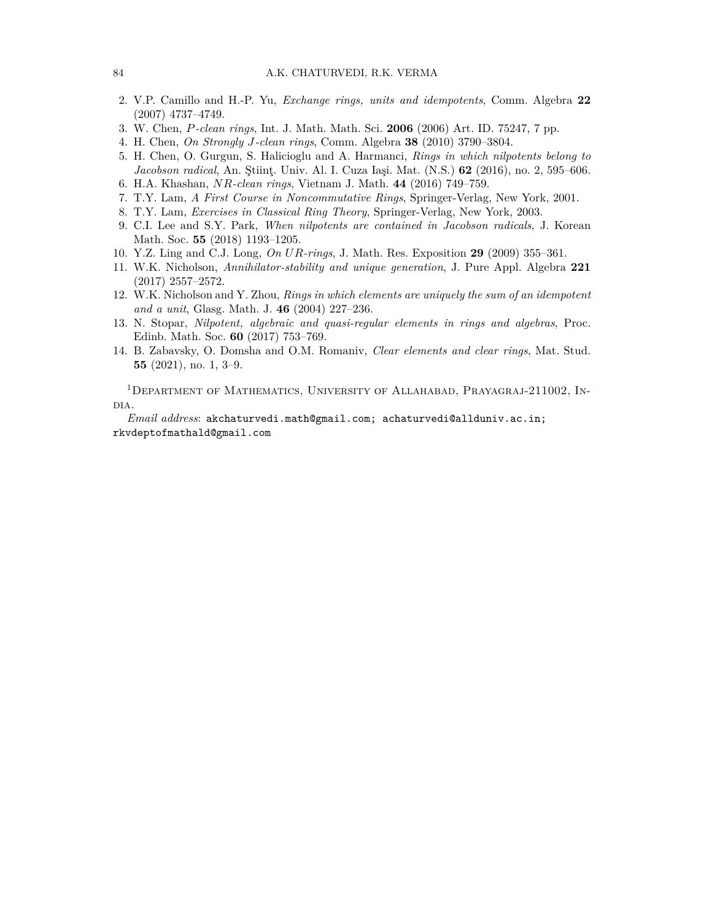2. V.P. Camillo and H.-P. Yu, *Exchange rings, units and idempotents*, Comm. Algebra **22** (2007) 4737–4749.
3. W. Chen, *$P$-clean rings*, Int. J. Math. Math. Sci. **2006** (2006) Art. ID. 75247, 7 pp.
4. H. Chen, *On Strongly $J$-clean rings*, Comm. Algebra **38** (2010) 3790–3804.
5. H. Chen, O. Gurgun, S. Halicioglu and A. Harmanci, *Rings in which nilpotents belong to Jacobson radical*, An. Ştiinţ. Univ. Al. I. Cuza Iaşi. Mat. (N.S.) **62** (2016), no. 2, 595–606.
6. H.A. Khashan, *$NR$-clean rings*, Vietnam J. Math. **44** (2016) 749–759.
7. T.Y. Lam, *A First Course in Noncommutative Rings*, Springer-Verlag, New York, 2001.
8. T.Y. Lam, *Exercises in Classical Ring Theory*, Springer-Verlag, New York, 2003.
9. C.I. Lee and S.Y. Park, *When nilpotents are contained in Jacobson radicals*, J. Korean Math. Soc. **55** (2018) 1193–1205.
10. Y.Z. Ling and C.J. Long, *On $UR$-rings*, J. Math. Res. Exposition **29** (2009) 355–361.
11. W.K. Nicholson, *Annihilator-stability and unique generation*, J. Pure Appl. Algebra **221** (2017) 2557–2572.
12. W.K. Nicholson and Y. Zhou, *Rings in which elements are uniquely the sum of an idempotent and a unit*, Glasg. Math. J. **46** (2004) 227–236.
13. N. Stopar, *Nilpotent, algebraic and quasi-regular elements in rings and algebras*, Proc. Edinb. Math. Soc. **60** (2017) 753–769.
14. B. Zabavsky, O. Domsha and O.M. Romaniv, *Clear elements and clear rings*, Mat. Stud. **55** (2021), no. 1, 3–9.

[1]Department of Mathematics, University of Allahabad, Prayagraj-211002, India.

*Email address*: akchaturvedi.math@gmail.com; achaturvedi@allduniv.ac.in; rkvdeptofmathald@gmail.com